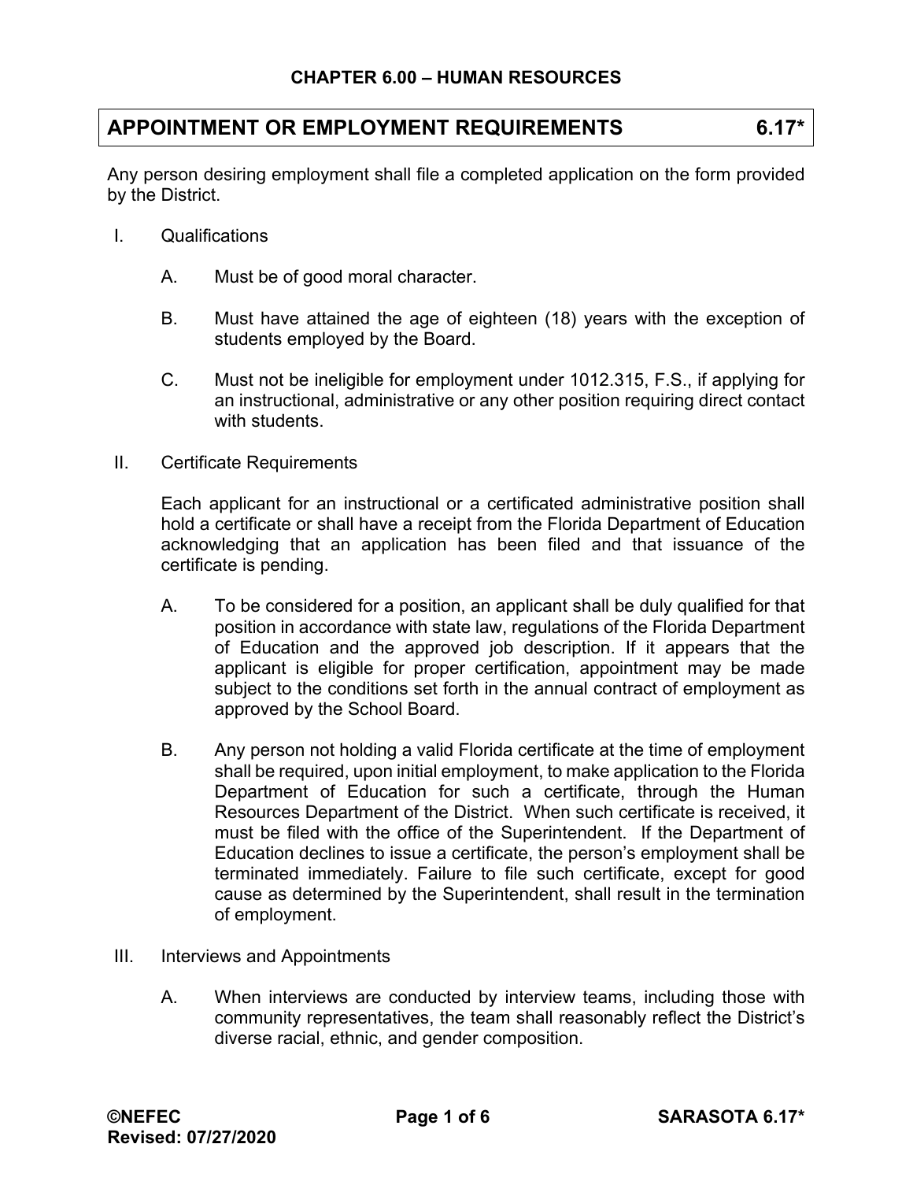## CHAPTER 6.00 – HUMAN RESOURCES

# APPOINTMENT OR EMPLOYMENT REQUIREMENTS 6.17*

Any person desiring employment shall file a completed application on the form provided by the District.

I. Qualifications

   A. Must be of good moral character.

   B. Must have attained the age of eighteen (18) years with the exception of students employed by the Board.

   C. Must not be ineligible for employment under 1012.315, F.S., if applying for an instructional, administrative or any other position requiring direct contact with students.

II. Certificate Requirements

   Each applicant for an instructional or a certificated administrative position shall hold a certificate or shall have a receipt from the Florida Department of Education acknowledging that an application has been filed and that issuance of the certificate is pending.

   A. To be considered for a position, an applicant shall be duly qualified for that position in accordance with state law, regulations of the Florida Department of Education and the approved job description. If it appears that the applicant is eligible for proper certification, appointment may be made subject to the conditions set forth in the annual contract of employment as approved by the School Board.

   B. Any person not holding a valid Florida certificate at the time of employment shall be required, upon initial employment, to make application to the Florida Department of Education for such a certificate, through the Human Resources Department of the District. When such certificate is received, it must be filed with the office of the Superintendent. If the Department of Education declines to issue a certificate, the person's employment shall be terminated immediately. Failure to file such certificate, except for good cause as determined by the Superintendent, shall result in the termination of employment.

III. Interviews and Appointments

   A. When interviews are conducted by interview teams, including those with community representatives, the team shall reasonably reflect the District's diverse racial, ethnic, and gender composition.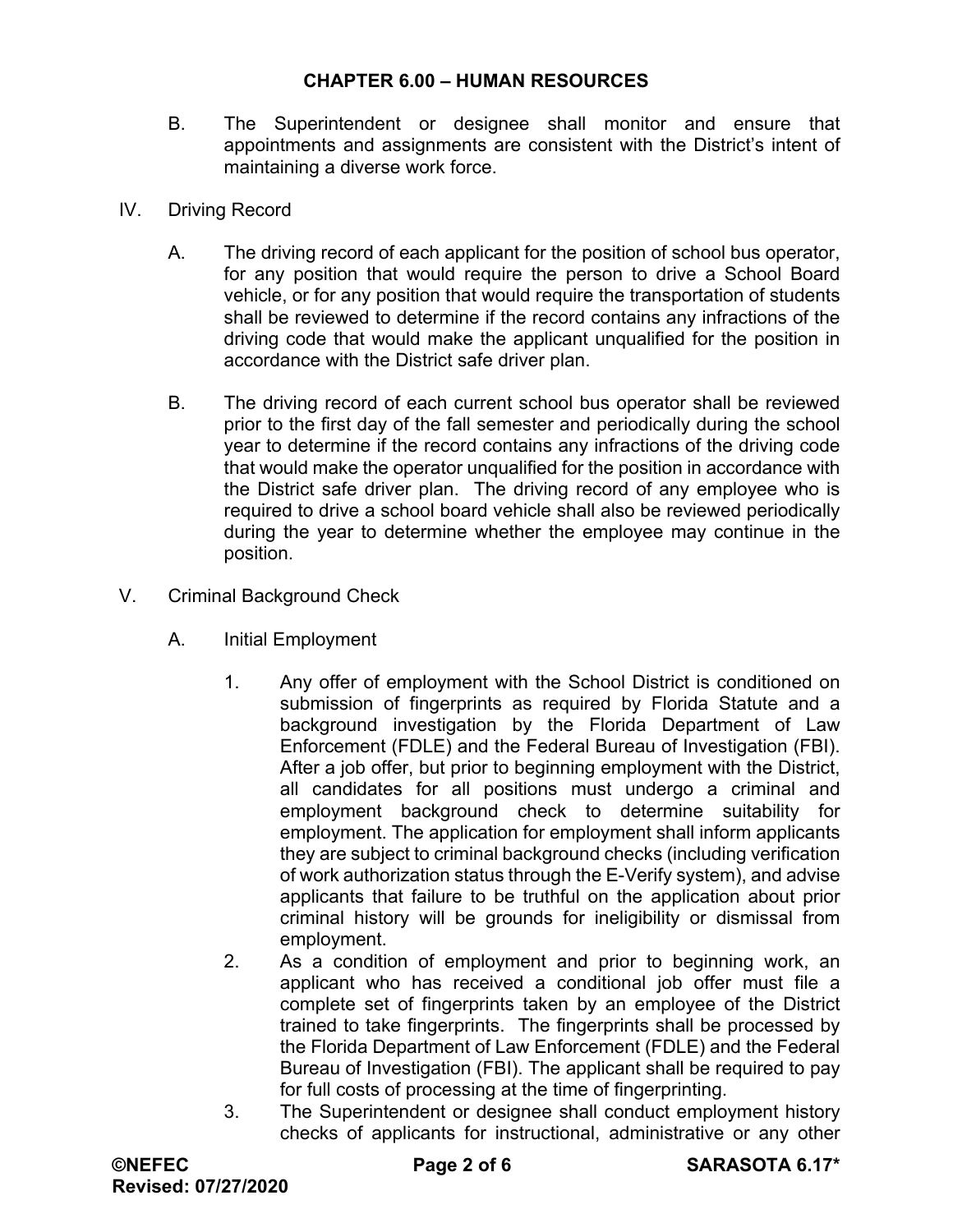B. The Superintendent or designee shall monitor and ensure that appointments and assignments are consistent with the District's intent of maintaining a diverse work force.

IV. Driving Record

A. The driving record of each applicant for the position of school bus operator, for any position that would require the person to drive a School Board vehicle, or for any position that would require the transportation of students shall be reviewed to determine if the record contains any infractions of the driving code that would make the applicant unqualified for the position in accordance with the District safe driver plan.

B. The driving record of each current school bus operator shall be reviewed prior to the first day of the fall semester and periodically during the school year to determine if the record contains any infractions of the driving code that would make the operator unqualified for the position in accordance with the District safe driver plan. The driving record of any employee who is required to drive a school board vehicle shall also be reviewed periodically during the year to determine whether the employee may continue in the position.

V. Criminal Background Check

A. Initial Employment

1. Any offer of employment with the School District is conditioned on submission of fingerprints as required by Florida Statute and a background investigation by the Florida Department of Law Enforcement (FDLE) and the Federal Bureau of Investigation (FBI). After a job offer, but prior to beginning employment with the District, all candidates for all positions must undergo a criminal and employment background check to determine suitability for employment. The application for employment shall inform applicants they are subject to criminal background checks (including verification of work authorization status through the E-Verify system), and advise applicants that failure to be truthful on the application about prior criminal history will be grounds for ineligibility or dismissal from employment.
2. As a condition of employment and prior to beginning work, an applicant who has received a conditional job offer must file a complete set of fingerprints taken by an employee of the District trained to take fingerprints. The fingerprints shall be processed by the Florida Department of Law Enforcement (FDLE) and the Federal Bureau of Investigation (FBI). The applicant shall be required to pay for full costs of processing at the time of fingerprinting.
3. The Superintendent or designee shall conduct employment history checks of applicants for instructional, administrative or any other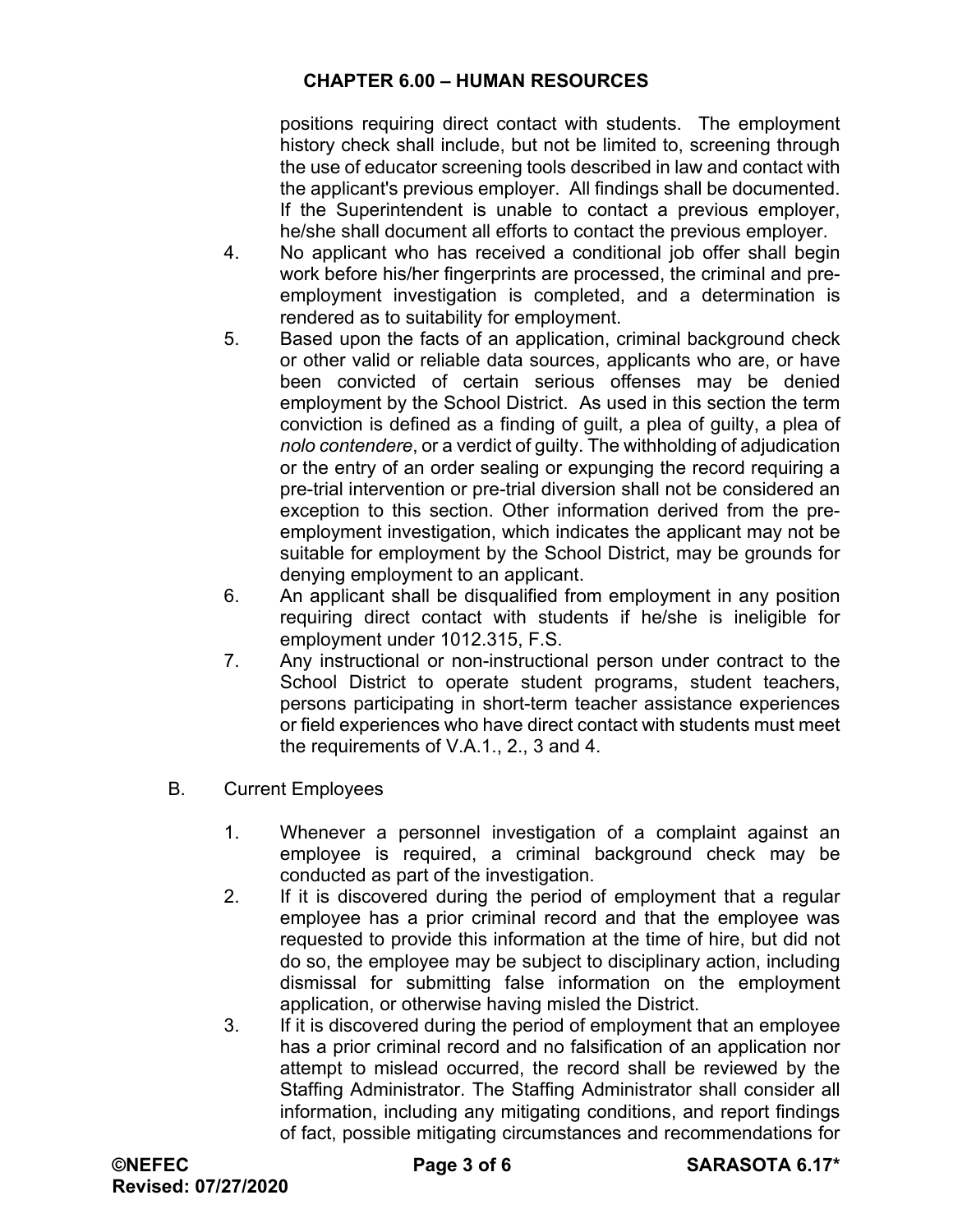positions requiring direct contact with students. The employment history check shall include, but not be limited to, screening through the use of educator screening tools described in law and contact with the applicant's previous employer. All findings shall be documented. If the Superintendent is unable to contact a previous employer, he/she shall document all efforts to contact the previous employer.

4. No applicant who has received a conditional job offer shall begin work before his/her fingerprints are processed, the criminal and pre-employment investigation is completed, and a determination is rendered as to suitability for employment.
5. Based upon the facts of an application, criminal background check or other valid or reliable data sources, applicants who are, or have been convicted of certain serious offenses may be denied employment by the School District. As used in this section the term conviction is defined as a finding of guilt, a plea of guilty, a plea of *nolo contendere*, or a verdict of guilty. The withholding of adjudication or the entry of an order sealing or expunging the record requiring a pre-trial intervention or pre-trial diversion shall not be considered an exception to this section. Other information derived from the pre-employment investigation, which indicates the applicant may not be suitable for employment by the School District, may be grounds for denying employment to an applicant.
6. An applicant shall be disqualified from employment in any position requiring direct contact with students if he/she is ineligible for employment under 1012.315, F.S.
7. Any instructional or non-instructional person under contract to the School District to operate student programs, student teachers, persons participating in short-term teacher assistance experiences or field experiences who have direct contact with students must meet the requirements of V.A.1., 2., 3 and 4.

B. Current Employees

1. Whenever a personnel investigation of a complaint against an employee is required, a criminal background check may be conducted as part of the investigation.
2. If it is discovered during the period of employment that a regular employee has a prior criminal record and that the employee was requested to provide this information at the time of hire, but did not do so, the employee may be subject to disciplinary action, including dismissal for submitting false information on the employment application, or otherwise having misled the District.
3. If it is discovered during the period of employment that an employee has a prior criminal record and no falsification of an application nor attempt to mislead occurred, the record shall be reviewed by the Staffing Administrator. The Staffing Administrator shall consider all information, including any mitigating conditions, and report findings of fact, possible mitigating circumstances and recommendations for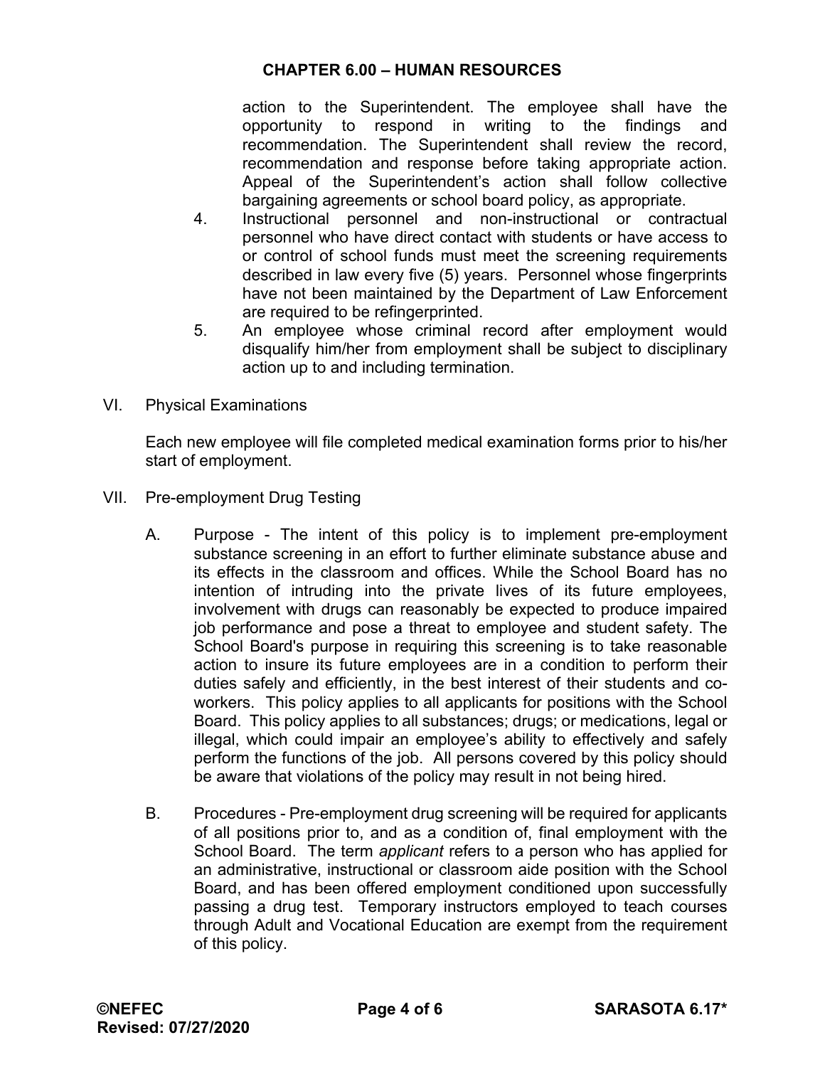action to the Superintendent. The employee shall have the opportunity to respond in writing to the findings and recommendation. The Superintendent shall review the record, recommendation and response before taking appropriate action. Appeal of the Superintendent's action shall follow collective bargaining agreements or school board policy, as appropriate.

4. Instructional personnel and non-instructional or contractual personnel who have direct contact with students or have access to or control of school funds must meet the screening requirements described in law every five (5) years. Personnel whose fingerprints have not been maintained by the Department of Law Enforcement are required to be refingerprinted.
5. An employee whose criminal record after employment would disqualify him/her from employment shall be subject to disciplinary action up to and including termination.

VI. Physical Examinations

Each new employee will file completed medical examination forms prior to his/her start of employment.

VII. Pre-employment Drug Testing

A. Purpose - The intent of this policy is to implement pre-employment substance screening in an effort to further eliminate substance abuse and its effects in the classroom and offices. While the School Board has no intention of intruding into the private lives of its future employees, involvement with drugs can reasonably be expected to produce impaired job performance and pose a threat to employee and student safety. The School Board's purpose in requiring this screening is to take reasonable action to insure its future employees are in a condition to perform their duties safely and efficiently, in the best interest of their students and co-workers. This policy applies to all applicants for positions with the School Board. This policy applies to all substances; drugs; or medications, legal or illegal, which could impair an employee's ability to effectively and safely perform the functions of the job. All persons covered by this policy should be aware that violations of the policy may result in not being hired.

B. Procedures - Pre-employment drug screening will be required for applicants of all positions prior to, and as a condition of, final employment with the School Board. The term *applicant* refers to a person who has applied for an administrative, instructional or classroom aide position with the School Board, and has been offered employment conditioned upon successfully passing a drug test. Temporary instructors employed to teach courses through Adult and Vocational Education are exempt from the requirement of this policy.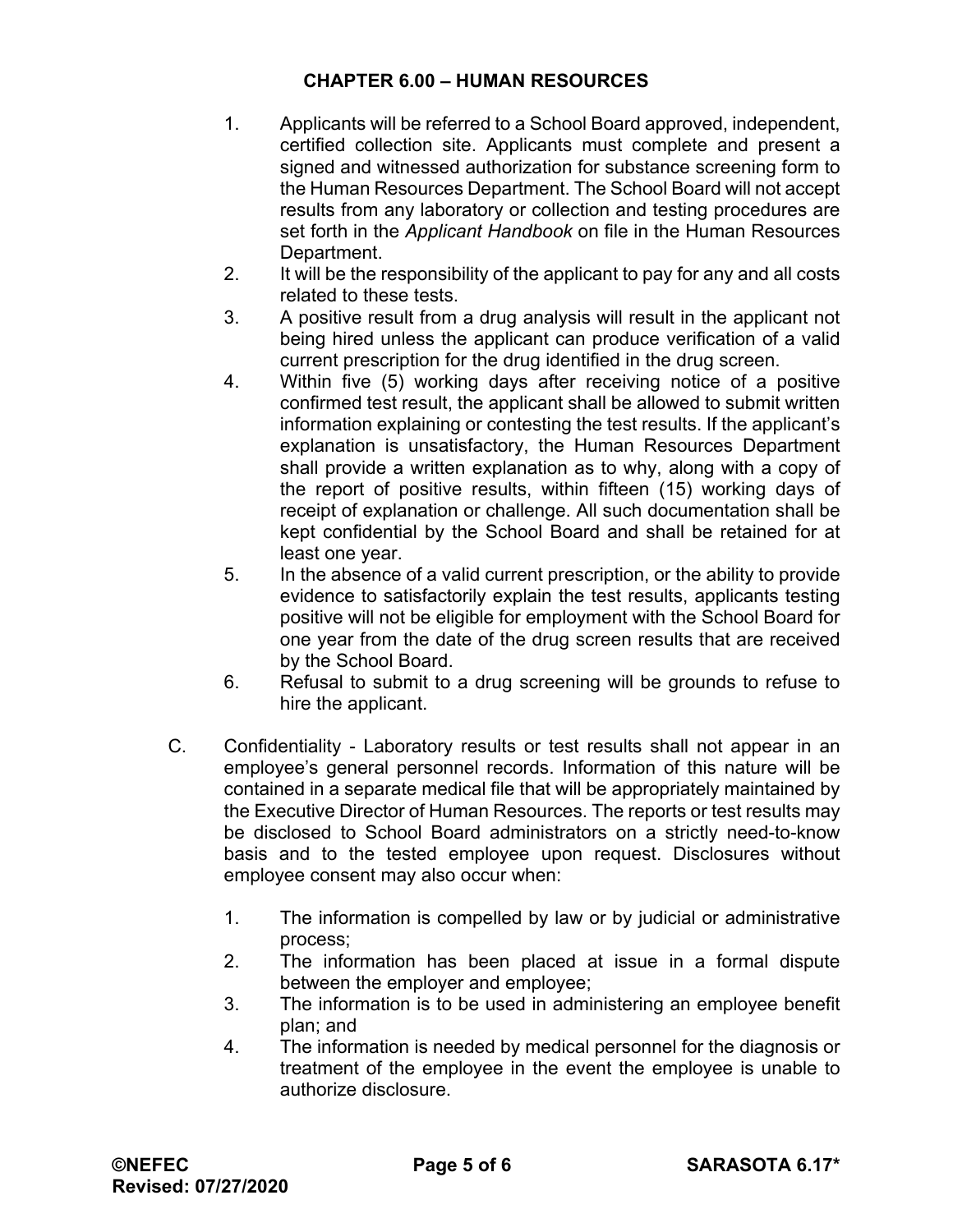1. Applicants will be referred to a School Board approved, independent, certified collection site. Applicants must complete and present a signed and witnessed authorization for substance screening form to the Human Resources Department. The School Board will not accept results from any laboratory or collection and testing procedures are set forth in the *Applicant Handbook* on file in the Human Resources Department.
2. It will be the responsibility of the applicant to pay for any and all costs related to these tests.
3. A positive result from a drug analysis will result in the applicant not being hired unless the applicant can produce verification of a valid current prescription for the drug identified in the drug screen.
4. Within five (5) working days after receiving notice of a positive confirmed test result, the applicant shall be allowed to submit written information explaining or contesting the test results. If the applicant's explanation is unsatisfactory, the Human Resources Department shall provide a written explanation as to why, along with a copy of the report of positive results, within fifteen (15) working days of receipt of explanation or challenge. All such documentation shall be kept confidential by the School Board and shall be retained for at least one year.
5. In the absence of a valid current prescription, or the ability to provide evidence to satisfactorily explain the test results, applicants testing positive will not be eligible for employment with the School Board for one year from the date of the drug screen results that are received by the School Board.
6. Refusal to submit to a drug screening will be grounds to refuse to hire the applicant.

C. Confidentiality - Laboratory results or test results shall not appear in an employee's general personnel records. Information of this nature will be contained in a separate medical file that will be appropriately maintained by the Executive Director of Human Resources. The reports or test results may be disclosed to School Board administrators on a strictly need-to-know basis and to the tested employee upon request. Disclosures without employee consent may also occur when:

   1. The information is compelled by law or by judicial or administrative process;
   2. The information has been placed at issue in a formal dispute between the employer and employee;
   3. The information is to be used in administering an employee benefit plan; and
   4. The information is needed by medical personnel for the diagnosis or treatment of the employee in the event the employee is unable to authorize disclosure.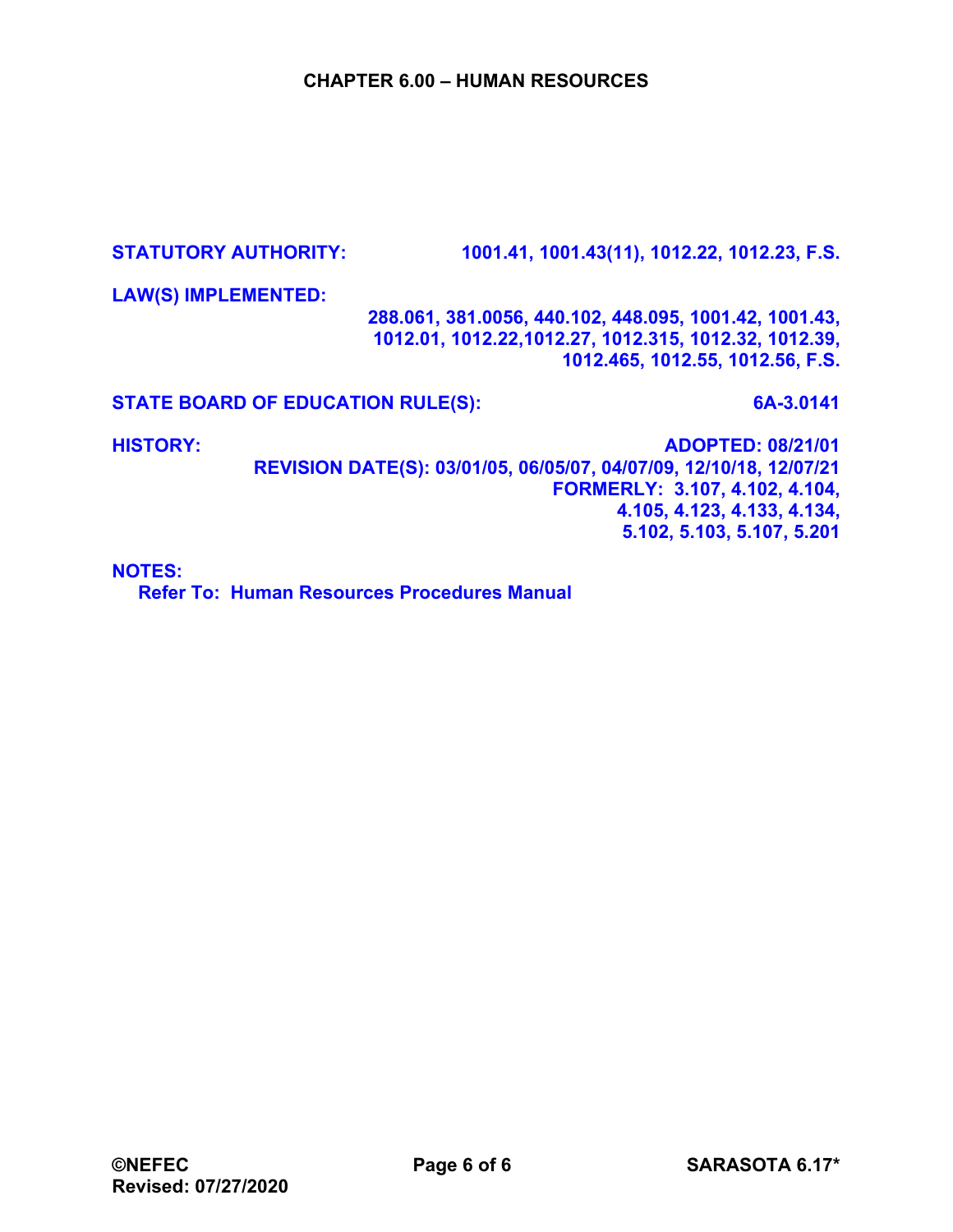**STATUTORY AUTHORITY:** 1001.41, 1001.43(11), 1012.22, 1012.23, F.S.

**LAW(S) IMPLEMENTED:** 288.061, 381.0056, 440.102, 448.095, 1001.42, 1001.43, 1012.01, 1012.22,1012.27, 1012.315, 1012.32, 1012.39, 1012.465, 1012.55, 1012.56, F.S.

**STATE BOARD OF EDUCATION RULE(S):** 6A-3.0141

**HISTORY:** ADOPTED: 08/21/01
REVISION DATE(S): 03/01/05, 06/05/07, 04/07/09, 12/10/18, 12/07/21
FORMERLY: 3.107, 4.102, 4.104, 4.105, 4.123, 4.133, 4.134, 5.102, 5.103, 5.107, 5.201

**NOTES:**
Refer To: Human Resources Procedures Manual